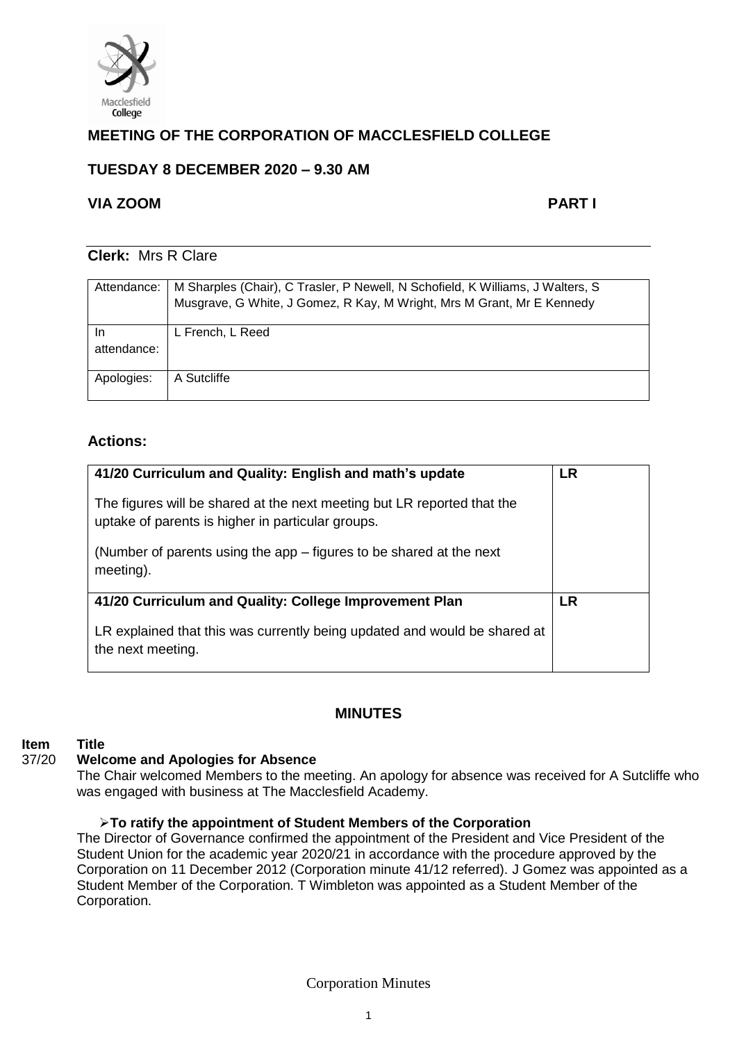# MEETING OF THE CORPORATION OF MACCLESFIELD COLLEGE

## TUESDAY 8 DECEMBER 2020 – 9.30 AM

## VIA ZOOM PART I

**Clerk:** Mrs R Clare

| Attendance: | M Sharples (Chair), C Trasler, P Newell, N Schofield, K Williams, J Walters, S Musgrave, G White, J Gomez, R Kay, M Wright, Mrs M Grant, Mr E Kennedy |
|---|---|
| In attendance: | L French, L Reed |
| Apologies: | A Sutcliffe |

## Actions:

| | |
|---|---|
| **41/20 Curriculum and Quality: English and math's update**<br><br>The figures will be shared at the next meeting but LR reported that the uptake of parents is higher in particular groups.<br><br>(Number of parents using the app – figures to be shared at the next meeting). | **LR** |
| **41/20 Curriculum and Quality: College Improvement Plan**<br><br>LR explained that this was currently being updated and would be shared at the next meeting. | **LR** |

## MINUTES

**Item Title**

**37/20 Welcome and Apologies for Absence**

The Chair welcomed Members to the meeting. An apology for absence was received for A Sutcliffe who was engaged with business at The Macclesfield Academy.

- **To ratify the appointment of Student Members of the Corporation**

The Director of Governance confirmed the appointment of the President and Vice President of the Student Union for the academic year 2020/21 in accordance with the procedure approved by the Corporation on 11 December 2012 (Corporation minute 41/12 referred). J Gomez was appointed as a Student Member of the Corporation. T Wimbleton was appointed as a Student Member of the Corporation.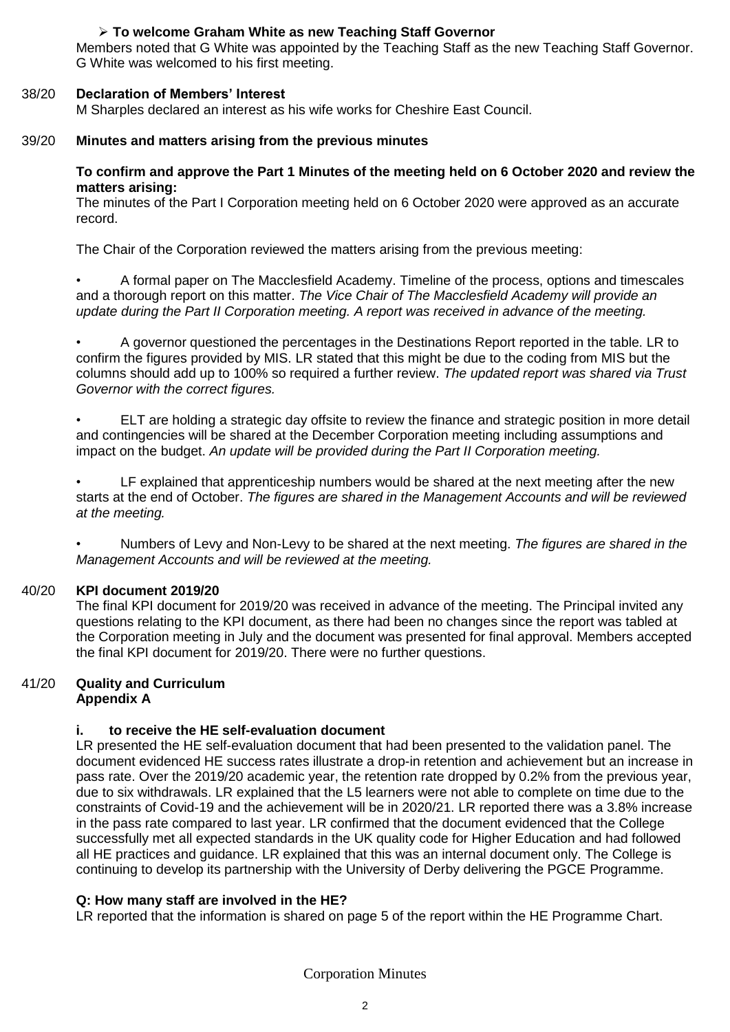- **To welcome Graham White as new Teaching Staff Governor**

Members noted that G White was appointed by the Teaching Staff as the new Teaching Staff Governor. G White was welcomed to his first meeting.

## 38/20 Declaration of Members' Interest

M Sharples declared an interest as his wife works for Cheshire East Council.

## 39/20 Minutes and matters arising from the previous minutes

**To confirm and approve the Part 1 Minutes of the meeting held on 6 October 2020 and review the matters arising:**

The minutes of the Part I Corporation meeting held on 6 October 2020 were approved as an accurate record.

The Chair of the Corporation reviewed the matters arising from the previous meeting:

- A formal paper on The Macclesfield Academy. Timeline of the process, options and timescales and a thorough report on this matter. *The Vice Chair of The Macclesfield Academy will provide an update during the Part II Corporation meeting. A report was received in advance of the meeting.*

- A governor questioned the percentages in the Destinations Report reported in the table. LR to confirm the figures provided by MIS. LR stated that this might be due to the coding from MIS but the columns should add up to 100% so required a further review. *The updated report was shared via Trust Governor with the correct figures.*

- ELT are holding a strategic day offsite to review the finance and strategic position in more detail and contingencies will be shared at the December Corporation meeting including assumptions and impact on the budget. *An update will be provided during the Part II Corporation meeting.*

- LF explained that apprenticeship numbers would be shared at the next meeting after the new starts at the end of October. *The figures are shared in the Management Accounts and will be reviewed at the meeting.*

- Numbers of Levy and Non-Levy to be shared at the next meeting. *The figures are shared in the Management Accounts and will be reviewed at the meeting.*

## 40/20 KPI document 2019/20

The final KPI document for 2019/20 was received in advance of the meeting. The Principal invited any questions relating to the KPI document, as there had been no changes since the report was tabled at the Corporation meeting in July and the document was presented for final approval. Members accepted the final KPI document for 2019/20. There were no further questions.

## 41/20 Quality and Curriculum
**Appendix A**

### i. to receive the HE self-evaluation document

LR presented the HE self-evaluation document that had been presented to the validation panel. The document evidenced HE success rates illustrate a drop-in retention and achievement but an increase in pass rate. Over the 2019/20 academic year, the retention rate dropped by 0.2% from the previous year, due to six withdrawals. LR explained that the L5 learners were not able to complete on time due to the constraints of Covid-19 and the achievement will be in 2020/21. LR reported there was a 3.8% increase in the pass rate compared to last year. LR confirmed that the document evidenced that the College successfully met all expected standards in the UK quality code for Higher Education and had followed all HE practices and guidance. LR explained that this was an internal document only. The College is continuing to develop its partnership with the University of Derby delivering the PGCE Programme.

**Q: How many staff are involved in the HE?**

LR reported that the information is shared on page 5 of the report within the HE Programme Chart.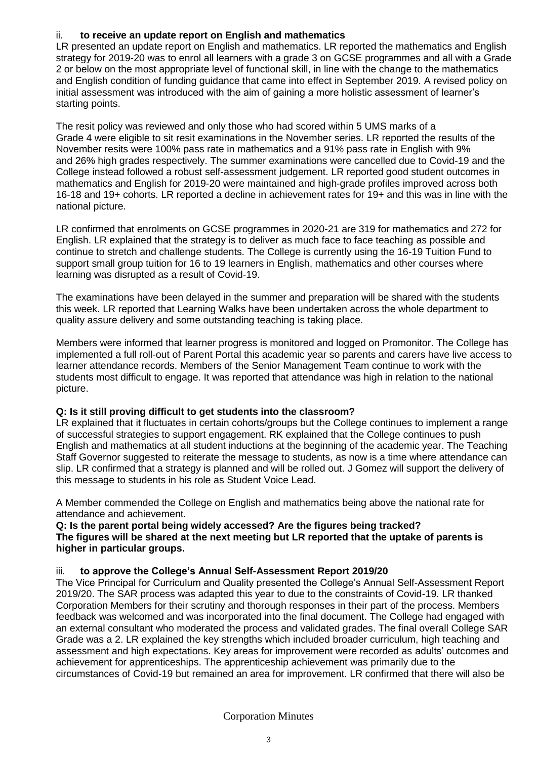ii. **to receive an update report on English and mathematics**

LR presented an update report on English and mathematics. LR reported the mathematics and English strategy for 2019-20 was to enrol all learners with a grade 3 on GCSE programmes and all with a Grade 2 or below on the most appropriate level of functional skill, in line with the change to the mathematics and English condition of funding guidance that came into effect in September 2019. A revised policy on initial assessment was introduced with the aim of gaining a more holistic assessment of learner's starting points.

The resit policy was reviewed and only those who had scored within 5 UMS marks of a Grade 4 were eligible to sit resit examinations in the November series. LR reported the results of the November resits were 100% pass rate in mathematics and a 91% pass rate in English with 9% and 26% high grades respectively. The summer examinations were cancelled due to Covid-19 and the College instead followed a robust self-assessment judgement. LR reported good student outcomes in mathematics and English for 2019-20 were maintained and high-grade profiles improved across both 16-18 and 19+ cohorts. LR reported a decline in achievement rates for 19+ and this was in line with the national picture.

LR confirmed that enrolments on GCSE programmes in 2020-21 are 319 for mathematics and 272 for English. LR explained that the strategy is to deliver as much face to face teaching as possible and continue to stretch and challenge students. The College is currently using the 16-19 Tuition Fund to support small group tuition for 16 to 19 learners in English, mathematics and other courses where learning was disrupted as a result of Covid-19.

The examinations have been delayed in the summer and preparation will be shared with the students this week. LR reported that Learning Walks have been undertaken across the whole department to quality assure delivery and some outstanding teaching is taking place.

Members were informed that learner progress is monitored and logged on Promonitor. The College has implemented a full roll-out of Parent Portal this academic year so parents and carers have live access to learner attendance records. Members of the Senior Management Team continue to work with the students most difficult to engage. It was reported that attendance was high in relation to the national picture.

**Q: Is it still proving difficult to get students into the classroom?**

LR explained that it fluctuates in certain cohorts/groups but the College continues to implement a range of successful strategies to support engagement. RK explained that the College continues to push English and mathematics at all student inductions at the beginning of the academic year. The Teaching Staff Governor suggested to reiterate the message to students, as now is a time where attendance can slip. LR confirmed that a strategy is planned and will be rolled out. J Gomez will support the delivery of this message to students in his role as Student Voice Lead.

A Member commended the College on English and mathematics being above the national rate for attendance and achievement.

**Q: Is the parent portal being widely accessed? Are the figures being tracked?**
**The figures will be shared at the next meeting but LR reported that the uptake of parents is higher in particular groups.**

iii. **to approve the College's Annual Self-Assessment Report 2019/20**

The Vice Principal for Curriculum and Quality presented the College's Annual Self-Assessment Report 2019/20. The SAR process was adapted this year to due to the constraints of Covid-19. LR thanked Corporation Members for their scrutiny and thorough responses in their part of the process. Members feedback was welcomed and was incorporated into the final document. The College had engaged with an external consultant who moderated the process and validated grades. The final overall College SAR Grade was a 2. LR explained the key strengths which included broader curriculum, high teaching and assessment and high expectations. Key areas for improvement were recorded as adults' outcomes and achievement for apprenticeships. The apprenticeship achievement was primarily due to the circumstances of Covid-19 but remained an area for improvement. LR confirmed that there will also be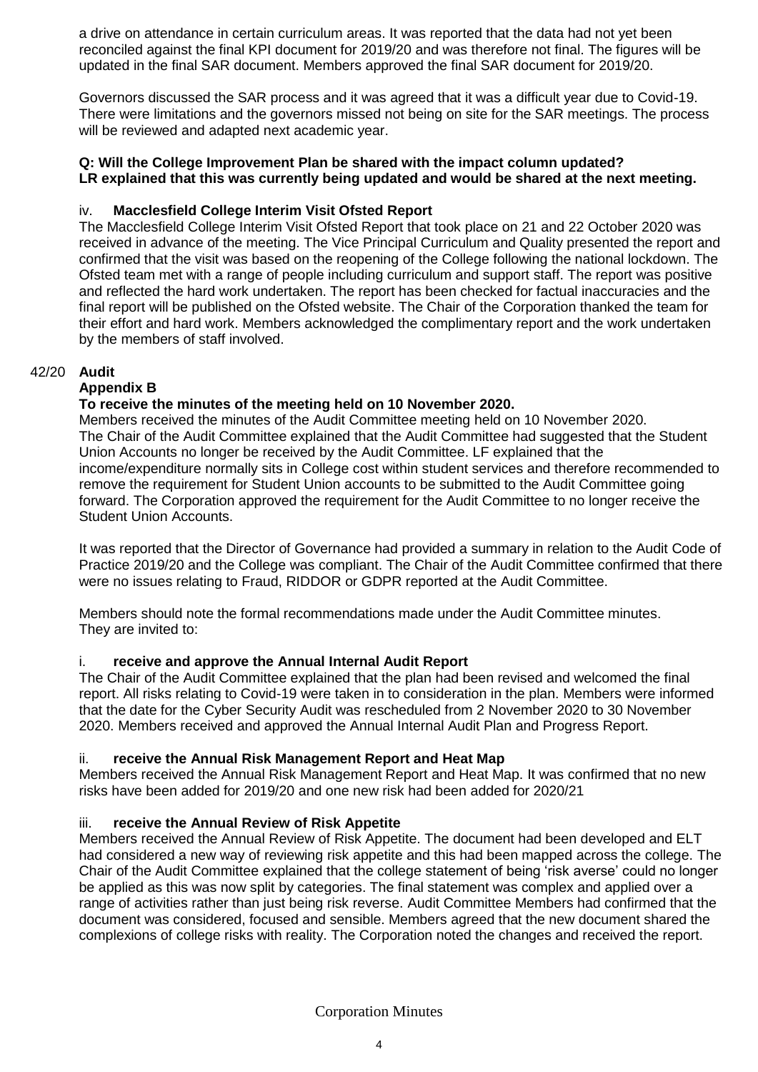a drive on attendance in certain curriculum areas. It was reported that the data had not yet been reconciled against the final KPI document for 2019/20 and was therefore not final. The figures will be updated in the final SAR document. Members approved the final SAR document for 2019/20.

Governors discussed the SAR process and it was agreed that it was a difficult year due to Covid-19. There were limitations and the governors missed not being on site for the SAR meetings. The process will be reviewed and adapted next academic year.

**Q: Will the College Improvement Plan be shared with the impact column updated?**
**LR explained that this was currently being updated and would be shared at the next meeting.**

iv. **Macclesfield College Interim Visit Ofsted Report**

The Macclesfield College Interim Visit Ofsted Report that took place on 21 and 22 October 2020 was received in advance of the meeting. The Vice Principal Curriculum and Quality presented the report and confirmed that the visit was based on the reopening of the College following the national lockdown. The Ofsted team met with a range of people including curriculum and support staff. The report was positive and reflected the hard work undertaken. The report has been checked for factual inaccuracies and the final report will be published on the Ofsted website. The Chair of the Corporation thanked the team for their effort and hard work. Members acknowledged the complimentary report and the work undertaken by the members of staff involved.

42/20 **Audit**

**Appendix B**

**To receive the minutes of the meeting held on 10 November 2020.**

Members received the minutes of the Audit Committee meeting held on 10 November 2020. The Chair of the Audit Committee explained that the Audit Committee had suggested that the Student Union Accounts no longer be received by the Audit Committee. LF explained that the income/expenditure normally sits in College cost within student services and therefore recommended to remove the requirement for Student Union accounts to be submitted to the Audit Committee going forward. The Corporation approved the requirement for the Audit Committee to no longer receive the Student Union Accounts.

It was reported that the Director of Governance had provided a summary in relation to the Audit Code of Practice 2019/20 and the College was compliant. The Chair of the Audit Committee confirmed that there were no issues relating to Fraud, RIDDOR or GDPR reported at the Audit Committee.

Members should note the formal recommendations made under the Audit Committee minutes. They are invited to:

i. **receive and approve the Annual Internal Audit Report**

The Chair of the Audit Committee explained that the plan had been revised and welcomed the final report. All risks relating to Covid-19 were taken in to consideration in the plan. Members were informed that the date for the Cyber Security Audit was rescheduled from 2 November 2020 to 30 November 2020. Members received and approved the Annual Internal Audit Plan and Progress Report.

ii. **receive the Annual Risk Management Report and Heat Map**

Members received the Annual Risk Management Report and Heat Map. It was confirmed that no new risks have been added for 2019/20 and one new risk had been added for 2020/21

iii. **receive the Annual Review of Risk Appetite**

Members received the Annual Review of Risk Appetite. The document had been developed and ELT had considered a new way of reviewing risk appetite and this had been mapped across the college. The Chair of the Audit Committee explained that the college statement of being 'risk averse' could no longer be applied as this was now split by categories. The final statement was complex and applied over a range of activities rather than just being risk reverse. Audit Committee Members had confirmed that the document was considered, focused and sensible. Members agreed that the new document shared the complexions of college risks with reality. The Corporation noted the changes and received the report.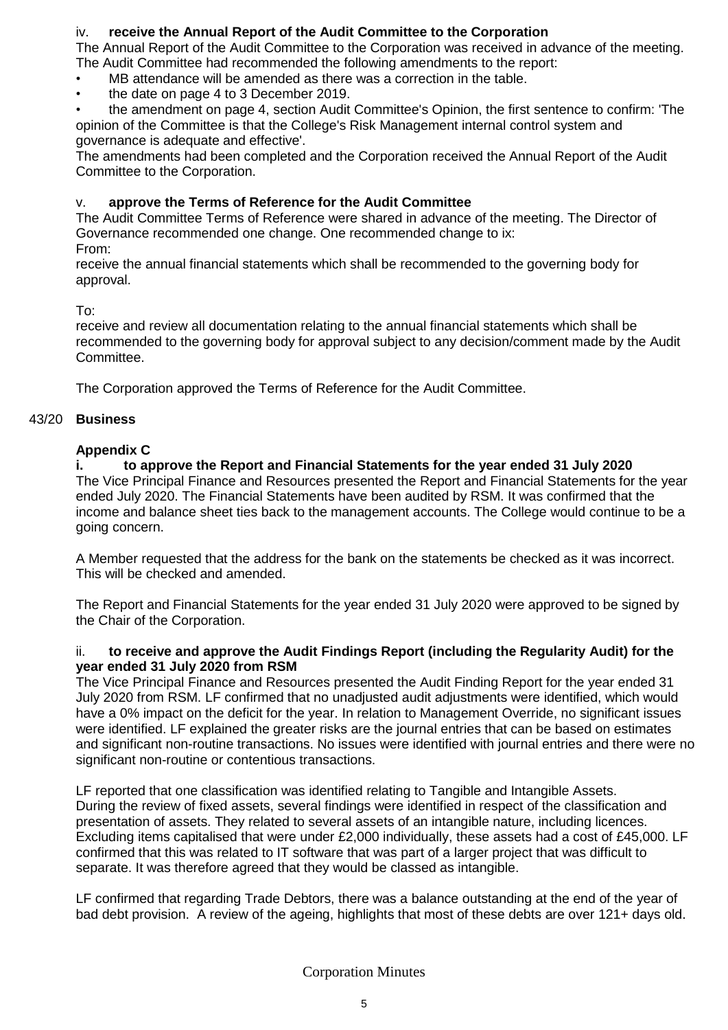iv. **receive the Annual Report of the Audit Committee to the Corporation**

The Annual Report of the Audit Committee to the Corporation was received in advance of the meeting. The Audit Committee had recommended the following amendments to the report:

- MB attendance will be amended as there was a correction in the table.
- the date on page 4 to 3 December 2019.
- the amendment on page 4, section Audit Committee's Opinion, the first sentence to confirm: 'The opinion of the Committee is that the College's Risk Management internal control system and governance is adequate and effective'.

The amendments had been completed and the Corporation received the Annual Report of the Audit Committee to the Corporation.

v. **approve the Terms of Reference for the Audit Committee**

The Audit Committee Terms of Reference were shared in advance of the meeting. The Director of Governance recommended one change. One recommended change to ix:

From:

receive the annual financial statements which shall be recommended to the governing body for approval.

To:

receive and review all documentation relating to the annual financial statements which shall be recommended to the governing body for approval subject to any decision/comment made by the Audit Committee.

The Corporation approved the Terms of Reference for the Audit Committee.

43/20 **Business**

**Appendix C**

**i. to approve the Report and Financial Statements for the year ended 31 July 2020**

The Vice Principal Finance and Resources presented the Report and Financial Statements for the year ended July 2020. The Financial Statements have been audited by RSM. It was confirmed that the income and balance sheet ties back to the management accounts. The College would continue to be a going concern.

A Member requested that the address for the bank on the statements be checked as it was incorrect. This will be checked and amended.

The Report and Financial Statements for the year ended 31 July 2020 were approved to be signed by the Chair of the Corporation.

ii. **to receive and approve the Audit Findings Report (including the Regularity Audit) for the year ended 31 July 2020 from RSM**

The Vice Principal Finance and Resources presented the Audit Finding Report for the year ended 31 July 2020 from RSM. LF confirmed that no unadjusted audit adjustments were identified, which would have a 0% impact on the deficit for the year. In relation to Management Override, no significant issues were identified. LF explained the greater risks are the journal entries that can be based on estimates and significant non-routine transactions. No issues were identified with journal entries and there were no significant non-routine or contentious transactions.

LF reported that one classification was identified relating to Tangible and Intangible Assets. During the review of fixed assets, several findings were identified in respect of the classification and presentation of assets. They related to several assets of an intangible nature, including licences. Excluding items capitalised that were under £2,000 individually, these assets had a cost of £45,000. LF confirmed that this was related to IT software that was part of a larger project that was difficult to separate. It was therefore agreed that they would be classed as intangible.

LF confirmed that regarding Trade Debtors, there was a balance outstanding at the end of the year of bad debt provision. A review of the ageing, highlights that most of these debts are over 121+ days old.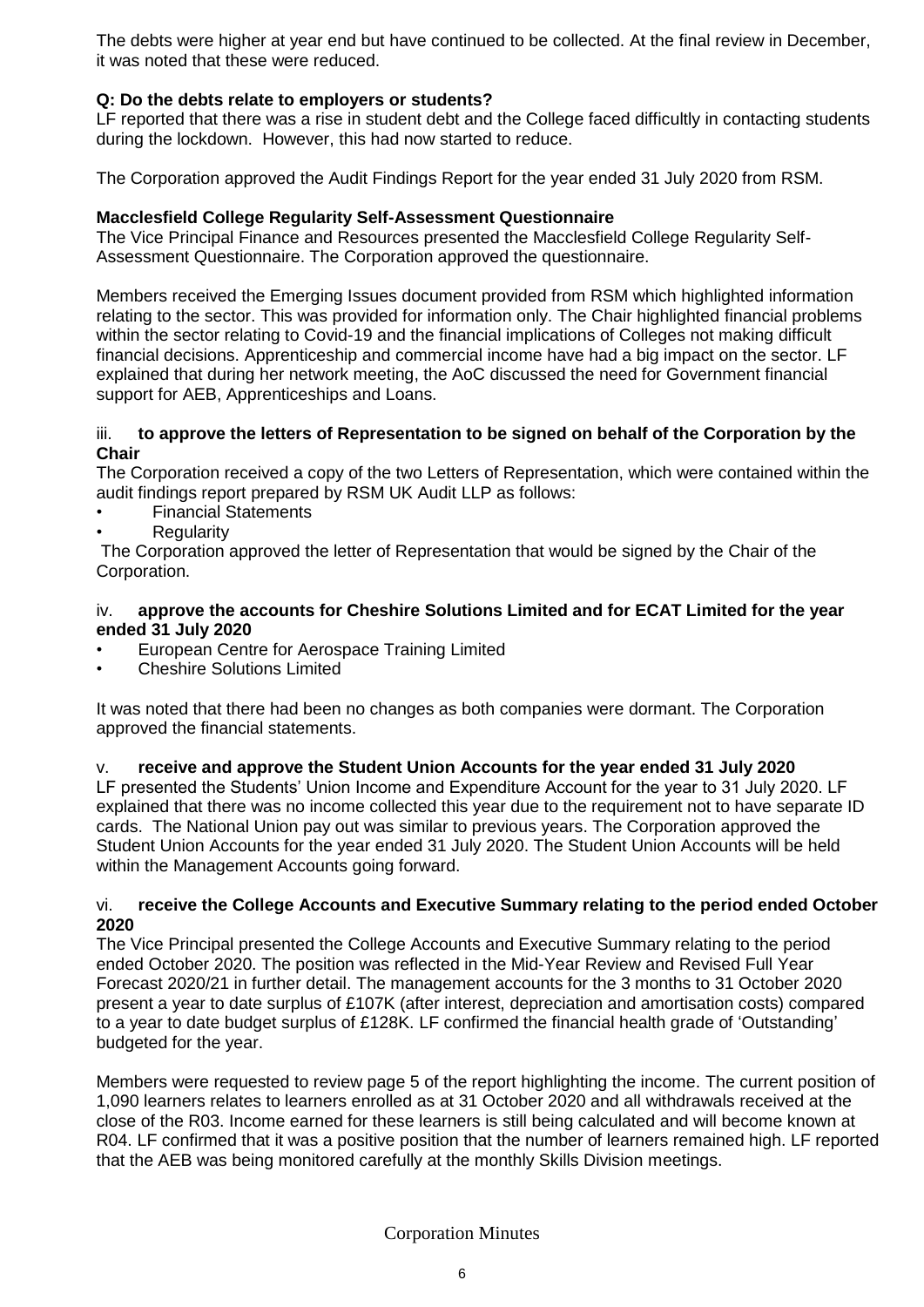The debts were higher at year end but have continued to be collected. At the final review in December, it was noted that these were reduced.

**Q: Do the debts relate to employers or students?**

LF reported that there was a rise in student debt and the College faced difficultly in contacting students during the lockdown. However, this had now started to reduce.

The Corporation approved the Audit Findings Report for the year ended 31 July 2020 from RSM.

**Macclesfield College Regularity Self-Assessment Questionnaire**

The Vice Principal Finance and Resources presented the Macclesfield College Regularity Self-Assessment Questionnaire. The Corporation approved the questionnaire.

Members received the Emerging Issues document provided from RSM which highlighted information relating to the sector. This was provided for information only. The Chair highlighted financial problems within the sector relating to Covid-19 and the financial implications of Colleges not making difficult financial decisions. Apprenticeship and commercial income have had a big impact on the sector. LF explained that during her network meeting, the AoC discussed the need for Government financial support for AEB, Apprenticeships and Loans.

iii. **to approve the letters of Representation to be signed on behalf of the Corporation by the Chair**

The Corporation received a copy of the two Letters of Representation, which were contained within the audit findings report prepared by RSM UK Audit LLP as follows:

- Financial Statements
- Regularity

The Corporation approved the letter of Representation that would be signed by the Chair of the Corporation.

iv. **approve the accounts for Cheshire Solutions Limited and for ECAT Limited for the year ended 31 July 2020**

- European Centre for Aerospace Training Limited
- Cheshire Solutions Limited

It was noted that there had been no changes as both companies were dormant. The Corporation approved the financial statements.

v. **receive and approve the Student Union Accounts for the year ended 31 July 2020**

LF presented the Students' Union Income and Expenditure Account for the year to 31 July 2020. LF explained that there was no income collected this year due to the requirement not to have separate ID cards. The National Union pay out was similar to previous years. The Corporation approved the Student Union Accounts for the year ended 31 July 2020. The Student Union Accounts will be held within the Management Accounts going forward.

vi. **receive the College Accounts and Executive Summary relating to the period ended October 2020**

The Vice Principal presented the College Accounts and Executive Summary relating to the period ended October 2020. The position was reflected in the Mid-Year Review and Revised Full Year Forecast 2020/21 in further detail. The management accounts for the 3 months to 31 October 2020 present a year to date surplus of £107K (after interest, depreciation and amortisation costs) compared to a year to date budget surplus of £128K. LF confirmed the financial health grade of 'Outstanding' budgeted for the year.

Members were requested to review page 5 of the report highlighting the income. The current position of 1,090 learners relates to learners enrolled as at 31 October 2020 and all withdrawals received at the close of the R03. Income earned for these learners is still being calculated and will become known at R04. LF confirmed that it was a positive position that the number of learners remained high. LF reported that the AEB was being monitored carefully at the monthly Skills Division meetings.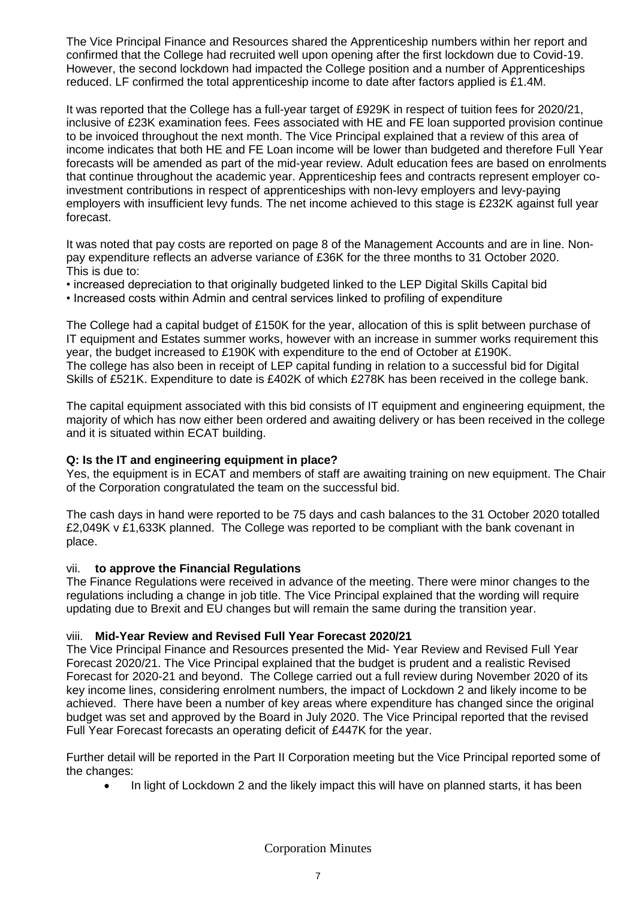The Vice Principal Finance and Resources shared the Apprenticeship numbers within her report and confirmed that the College had recruited well upon opening after the first lockdown due to Covid-19. However, the second lockdown had impacted the College position and a number of Apprenticeships reduced. LF confirmed the total apprenticeship income to date after factors applied is £1.4M.

It was reported that the College has a full-year target of £929K in respect of tuition fees for 2020/21, inclusive of £23K examination fees. Fees associated with HE and FE loan supported provision continue to be invoiced throughout the next month. The Vice Principal explained that a review of this area of income indicates that both HE and FE Loan income will be lower than budgeted and therefore Full Year forecasts will be amended as part of the mid-year review. Adult education fees are based on enrolments that continue throughout the academic year. Apprenticeship fees and contracts represent employer co-investment contributions in respect of apprenticeships with non-levy employers and levy-paying employers with insufficient levy funds. The net income achieved to this stage is £232K against full year forecast.

It was noted that pay costs are reported on page 8 of the Management Accounts and are in line. Non-pay expenditure reflects an adverse variance of £36K for the three months to 31 October 2020. This is due to:

- increased depreciation to that originally budgeted linked to the LEP Digital Skills Capital bid
- Increased costs within Admin and central services linked to profiling of expenditure

The College had a capital budget of £150K for the year, allocation of this is split between purchase of IT equipment and Estates summer works, however with an increase in summer works requirement this year, the budget increased to £190K with expenditure to the end of October at £190K.
The college has also been in receipt of LEP capital funding in relation to a successful bid for Digital Skills of £521K. Expenditure to date is £402K of which £278K has been received in the college bank.

The capital equipment associated with this bid consists of IT equipment and engineering equipment, the majority of which has now either been ordered and awaiting delivery or has been received in the college and it is situated within ECAT building.

**Q: Is the IT and engineering equipment in place?**
Yes, the equipment is in ECAT and members of staff are awaiting training on new equipment. The Chair of the Corporation congratulated the team on the successful bid.

The cash days in hand were reported to be 75 days and cash balances to the 31 October 2020 totalled £2,049K v £1,633K planned. The College was reported to be compliant with the bank covenant in place.

vii. **to approve the Financial Regulations**
The Finance Regulations were received in advance of the meeting. There were minor changes to the regulations including a change in job title. The Vice Principal explained that the wording will require updating due to Brexit and EU changes but will remain the same during the transition year.

viii. **Mid-Year Review and Revised Full Year Forecast 2020/21**
The Vice Principal Finance and Resources presented the Mid- Year Review and Revised Full Year Forecast 2020/21. The Vice Principal explained that the budget is prudent and a realistic Revised Forecast for 2020-21 and beyond. The College carried out a full review during November 2020 of its key income lines, considering enrolment numbers, the impact of Lockdown 2 and likely income to be achieved. There have been a number of key areas where expenditure has changed since the original budget was set and approved by the Board in July 2020. The Vice Principal reported that the revised Full Year Forecast forecasts an operating deficit of £447K for the year.

Further detail will be reported in the Part II Corporation meeting but the Vice Principal reported some of the changes:

- In light of Lockdown 2 and the likely impact this will have on planned starts, it has been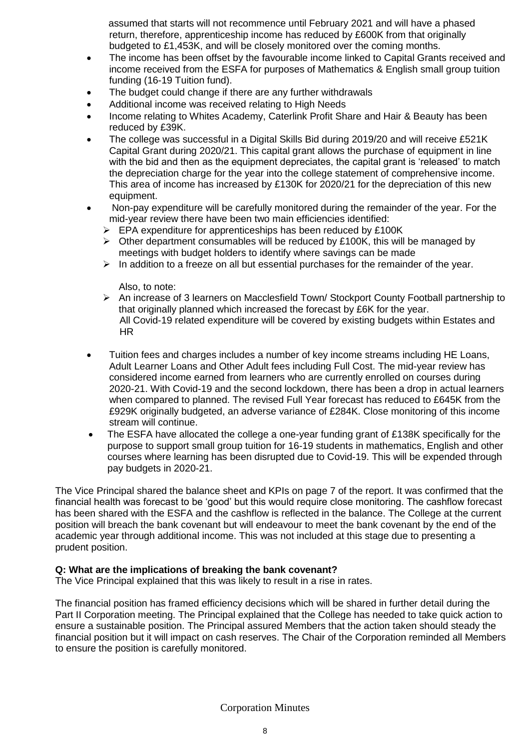assumed that starts will not recommence until February 2021 and will have a phased return, therefore, apprenticeship income has reduced by £600K from that originally budgeted to £1,453K, and will be closely monitored over the coming months.

- The income has been offset by the favourable income linked to Capital Grants received and income received from the ESFA for purposes of Mathematics & English small group tuition funding (16-19 Tuition fund).
- The budget could change if there are any further withdrawals
- Additional income was received relating to High Needs
- Income relating to Whites Academy, Caterlink Profit Share and Hair & Beauty has been reduced by £39K.
- The college was successful in a Digital Skills Bid during 2019/20 and will receive £521K Capital Grant during 2020/21. This capital grant allows the purchase of equipment in line with the bid and then as the equipment depreciates, the capital grant is 'released' to match the depreciation charge for the year into the college statement of comprehensive income. This area of income has increased by £130K for 2020/21 for the depreciation of this new equipment.
- Non-pay expenditure will be carefully monitored during the remainder of the year. For the mid-year review there have been two main efficiencies identified:
  - EPA expenditure for apprenticeships has been reduced by £100K
  - Other department consumables will be reduced by £100K, this will be managed by meetings with budget holders to identify where savings can be made
  - In addition to a freeze on all but essential purchases for the remainder of the year.

  Also, to note:
  - An increase of 3 learners on Macclesfield Town/ Stockport County Football partnership to that originally planned which increased the forecast by £6K for the year.
    All Covid-19 related expenditure will be covered by existing budgets within Estates and HR
- Tuition fees and charges includes a number of key income streams including HE Loans, Adult Learner Loans and Other Adult fees including Full Cost. The mid-year review has considered income earned from learners who are currently enrolled on courses during 2020-21. With Covid-19 and the second lockdown, there has been a drop in actual learners when compared to planned. The revised Full Year forecast has reduced to £645K from the £929K originally budgeted, an adverse variance of £284K. Close monitoring of this income stream will continue.
- The ESFA have allocated the college a one-year funding grant of £138K specifically for the purpose to support small group tuition for 16-19 students in mathematics, English and other courses where learning has been disrupted due to Covid-19. This will be expended through pay budgets in 2020-21.

The Vice Principal shared the balance sheet and KPIs on page 7 of the report. It was confirmed that the financial health was forecast to be 'good' but this would require close monitoring. The cashflow forecast has been shared with the ESFA and the cashflow is reflected in the balance. The College at the current position will breach the bank covenant but will endeavour to meet the bank covenant by the end of the academic year through additional income. This was not included at this stage due to presenting a prudent position.

**Q: What are the implications of breaking the bank covenant?**
The Vice Principal explained that this was likely to result in a rise in rates.

The financial position has framed efficiency decisions which will be shared in further detail during the Part II Corporation meeting. The Principal explained that the College has needed to take quick action to ensure a sustainable position. The Principal assured Members that the action taken should steady the financial position but it will impact on cash reserves. The Chair of the Corporation reminded all Members to ensure the position is carefully monitored.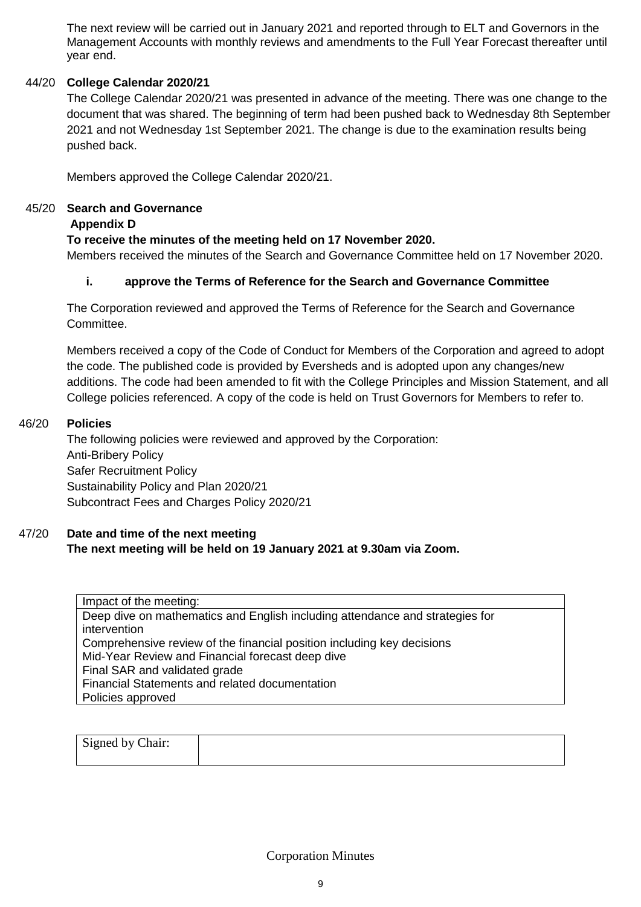The next review will be carried out in January 2021 and reported through to ELT and Governors in the Management Accounts with monthly reviews and amendments to the Full Year Forecast thereafter until year end.

44/20 **College Calendar 2020/21**

The College Calendar 2020/21 was presented in advance of the meeting. There was one change to the document that was shared. The beginning of term had been pushed back to Wednesday 8th September 2021 and not Wednesday 1st September 2021. The change is due to the examination results being pushed back.

Members approved the College Calendar 2020/21.

45/20 **Search and Governance**

**Appendix D**

**To receive the minutes of the meeting held on 17 November 2020.**

Members received the minutes of the Search and Governance Committee held on 17 November 2020.

**i. approve the Terms of Reference for the Search and Governance Committee**

The Corporation reviewed and approved the Terms of Reference for the Search and Governance Committee.

Members received a copy of the Code of Conduct for Members of the Corporation and agreed to adopt the code. The published code is provided by Eversheds and is adopted upon any changes/new additions. The code had been amended to fit with the College Principles and Mission Statement, and all College policies referenced. A copy of the code is held on Trust Governors for Members to refer to.

46/20 **Policies**

The following policies were reviewed and approved by the Corporation:
Anti-Bribery Policy
Safer Recruitment Policy
Sustainability Policy and Plan 2020/21
Subcontract Fees and Charges Policy 2020/21

47/20 **Date and time of the next meeting**

**The next meeting will be held on 19 January 2021 at 9.30am via Zoom.**

| Impact of the meeting: |
|---|
| Deep dive on mathematics and English including attendance and strategies for intervention<br>Comprehensive review of the financial position including key decisions<br>Mid-Year Review and Financial forecast deep dive<br>Final SAR and validated grade<br>Financial Statements and related documentation<br>Policies approved |

| | |
|---|---|
| Signed by Chair: | |

Corporation Minutes